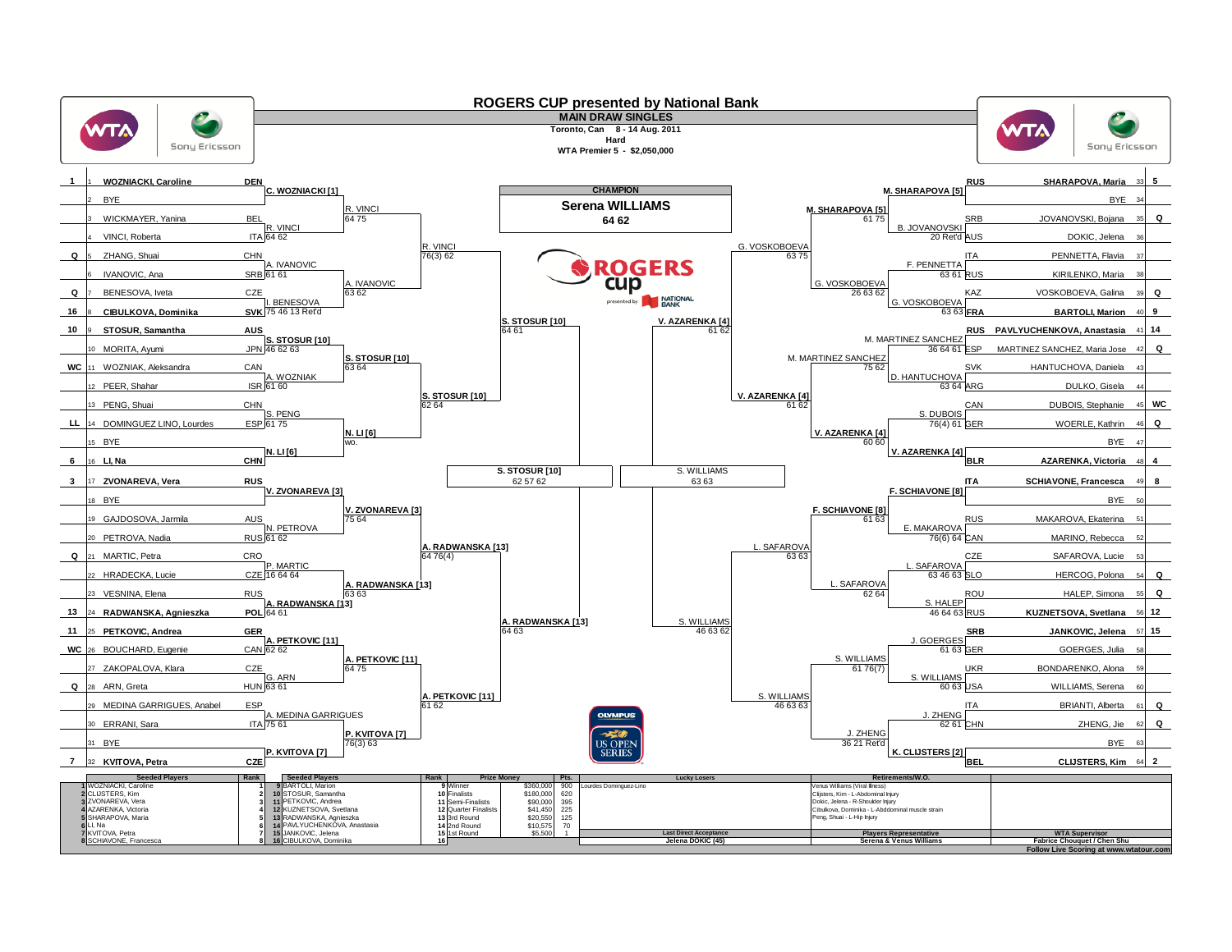# ROGERS CUP presented by National Bank

## MAIN DRAW SINGLES

Toronto, Can 8 - 14 Aug. 2011
Hard
WTA Premier 5 - $2,050,000

### Top Half

| Seed | # | Player | Nat | 1st Round | 2nd Round | 3rd Round | Quarterfinals | Semifinals |
|---|---|---|---|---|---|---|---|---|
| 1 | 1 | **WOZNIACKI, Caroline** | DEN | C. WOZNIACKI [1] | R. VINCI 64 75 | R. VINCI 76(3) 62 | S. STOSUR [10] 64 61 | S. STOSUR [10] 62 57 62 |
| | 2 | BYE | | | | | | |
| | 3 | WICKMAYER, Yanina | BEL | R. VINCI 64 62 | | | | |
| | 4 | VINCI, Roberta | ITA | | | | | |
| Q | 5 | ZHANG, Shuai | CHN | A. IVANOVIC 61 61 | A. IVANOVIC 63 62 | | | |
| | 6 | IVANOVIC, Ana | SRB | | | | | |
| Q | 7 | BENESOVA, Iveta | CZE | I. BENESOVA 75 46 13 Ret'd | | | | |
| 16 | 8 | **CIBULKOVA, Dominika** | SVK | | | | | |
| 10 | 9 | **STOSUR, Samantha** | AUS | S. STOSUR [10] 46 62 63 | S. STOSUR [10] 63 64 | S. STOSUR [10] 62 64 | | |
| | 10 | MORITA, Ayumi | JPN | | | | | |
| WC | 11 | WOZNIAK, Aleksandra | CAN | A. WOZNIAK 61 60 | | | | |
| | 12 | PEER, Shahar | ISR | | | | | |
| | 13 | PENG, Shuai | CHN | S. PENG 61 75 | N. LI [6] wo. | | | |
| LL | 14 | DOMINGUEZ LINO, Lourdes | ESP | | | | | |
| | 15 | BYE | | N. LI [6] | | | | |
| 6 | 16 | **LI, Na** | CHN | | | | | |
| 3 | 17 | **ZVONAREVA, Vera** | RUS | V. ZVONAREVA [3] | V. ZVONAREVA [3] 75 64 | A. RADWANSKA [13] 64 76(4) | A. RADWANSKA [13] 64 63 | |
| | 18 | BYE | | | | | | |
| | 19 | GAJDOSOVA, Jarmila | AUS | N. PETROVA 61 62 | | | | |
| | 20 | PETROVA, Nadia | RUS | | | | | |
| Q | 21 | MARTIC, Petra | CRO | P. MARTIC 16 64 64 | A. RADWANSKA [13] 63 63 | | | |
| | 22 | HRADECKA, Lucie | CZE | | | | | |
| | 23 | VESNINA, Elena | RUS | A. RADWANSKA [13] 64 61 | | | | |
| 13 | 24 | **RADWANSKA, Agnieszka** | POL | | | | | |
| 11 | 25 | **PETKOVIC, Andrea** | GER | A. PETKOVIC [11] 62 62 | A. PETKOVIC [11] 64 75 | A. PETKOVIC [11] 61 62 | | |
| WC | 26 | BOUCHARD, Eugenie | CAN | | | | | |
| | 27 | ZAKOPALOVA, Klara | CZE | G. ARN 63 61 | | | | |
| Q | 28 | ARN, Greta | HUN | | | | | |
| | 29 | MEDINA GARRIGUES, Anabel | ESP | A. MEDINA GARRIGUES 75 61 | P. KVITOVA [7] 76(3) 63 | | | |
| | 30 | ERRANI, Sara | ITA | | | | | |
| | 31 | BYE | | P. KVITOVA [7] | | | | |
| 7 | 32 | **KVITOVA, Petra** | CZE | | | | | |

### Bottom Half

| Seed | # | Player | Nat | 1st Round | 2nd Round | 3rd Round | Quarterfinals | Semifinals |
|---|---|---|---|---|---|---|---|---|
| 5 | 33 | **SHARAPOVA, Maria** | RUS | M. SHARAPOVA [5] | M. SHARAPOVA [5] 61 75 | G. VOSKOBOEVA 63 75 | V. AZARENKA [4] 61 62 | S. WILLIAMS 63 63 |
| | 34 | BYE | | | | | | |
| Q | 35 | JOVANOVSKI, Bojana | SRB | B. JOVANOVSKI 20 Ret'd | | | | |
| | 36 | DOKIC, Jelena | AUS | | | | | |
| | 37 | PENNETTA, Flavia | ITA | F. PENNETTA 63 61 | G. VOSKOBOEVA 26 63 62 | | | |
| | 38 | KIRILENKO, Maria | RUS | | | | | |
| Q | 39 | VOSKOBOEVA, Galina | KAZ | G. VOSKOBOEVA 63 63 | | | | |
| 9 | 40 | **BARTOLI, Marion** | FRA | | | | | |
| 14 | 41 | **PAVLYUCHENKOVA, Anastasia** | RUS | M. MARTINEZ SANCHEZ 36 64 61 | M. MARTINEZ SANCHEZ 75 62 | V. AZARENKA [4] 61 62 | | |
| Q | 42 | MARTINEZ SANCHEZ, Maria Jose | ESP | | | | | |
| | 43 | HANTUCHOVA, Daniela | SVK | D. HANTUCHOVA 63 64 | | | | |
| | 44 | DULKO, Gisela | ARG | | | | | |
| WC | 45 | DUBOIS, Stephanie | CAN | S. DUBOIS 76(4) 61 | V. AZARENKA [4] 60 60 | | | |
| Q | 46 | WOERLE, Kathrin | GER | | | | | |
| | 47 | BYE | | V. AZARENKA [4] | | | | |
| 4 | 48 | **AZARENKA, Victoria** | BLR | | | | | |
| 8 | 49 | **SCHIAVONE, Francesca** | ITA | F. SCHIAVONE [8] | F. SCHIAVONE [8] 61 63 | L. SAFAROVA 63 63 | S. WILLIAMS 46 63 62 | |
| | 50 | BYE | | | | | | |
| | 51 | MAKAROVA, Ekaterina | RUS | E. MAKAROVA 76(6) 64 | | | | |
| | 52 | MARINO, Rebecca | CAN | | | | | |
| | 53 | SAFAROVA, Lucie | CZE | L. SAFAROVA 63 46 63 | L. SAFAROVA 62 64 | | | |
| Q | 54 | HERCOG, Polona | SLO | | | | | |
| Q | 55 | HALEP, Simona | ROU | S. HALEP 46 64 63 | | | | |
| 12 | 56 | **KUZNETSOVA, Svetlana** | RUS | | | | | |
| 15 | 57 | **JANKOVIC, Jelena** | SRB | J. GOERGES 61 63 | S. WILLIAMS 61 76(7) | S. WILLIAMS 46 63 63 | | |
| | 58 | GOERGES, Julia | GER | | | | | |
| | 59 | BONDARENKO, Alona | UKR | S. WILLIAMS 60 63 | | | | |
| | 60 | WILLIAMS, Serena | USA | | | | | |
| Q | 61 | BRIANTI, Alberta | ITA | J. ZHENG 62 61 | J. ZHENG 36 21 Ret'd | | | |
| Q | 62 | ZHENG, Jie | CHN | | | | | |
| | 63 | BYE | | K. CLIJSTERS [2] | | | | |
| 2 | 64 | **CLIJSTERS, Kim** | BEL | | | | | |

**CHAMPION**

**Serena WILLIAMS**
64 62

### Seeded Players

| Seed | Player | Rank | Seed | Player | Rank |
|---|---|---|---|---|---|
| 1 | WOZNIACKI, Caroline | 1 | 9 | BARTOLI, Marion | 9 |
| 2 | CLIJSTERS, Kim | 2 | 10 | STOSUR, Samantha | 10 |
| 3 | ZVONAREVA, Vera | 3 | 11 | PETKOVIC, Andrea | 11 |
| 4 | AZARENKA, Victoria | 4 | 12 | KUZNETSOVA, Svetlana | 12 |
| 5 | SHARAPOVA, Maria | 5 | 13 | RADWANSKA, Agnieszka | 13 |
| 6 | LI, Na | 6 | 14 | PAVLYUCHENKOVA, Anastasia | 14 |
| 7 | KVITOVA, Petra | 7 | 15 | JANKOVIC, Jelena | 15 |
| 8 | SCHIAVONE, Francesca | 8 | 16 | CIBULKOVA, Dominika | 16 |

### Prize Money

| Round | Prize Money | Pts. |
|---|---|---|
| Winner | $360,000 | 900 |
| Finalists | $180,000 | 620 |
| Semi-Finalists | $90,000 | 395 |
| Quarter Finalists | $41,450 | 225 |
| 3rd Round | $20,550 | 125 |
| 2nd Round | $10,575 | 70 |
| 1st Round | $5,500 | 1 |

**Lucky Losers**
Lourdes Dominguez-Lino

**Retirements/W.O.**
- Venus Williams (Viral illness)
- Clijsters, Kim - L-Abdominal Injury
- Dokic, Jelena - R-Shoulder Injury
- Cibulkova, Dominika - L-Abdominal muscle strain
- Peng, Shuai - L-Hip Injury

**Last Direct Acceptance**
Jelena DOKIC (45)

**Players Representative**
Serena & Venus Williams

**WTA Supervisor**
Fabrice Chouquet / Chen Shu

Follow Live Scoring at www.wtatour.com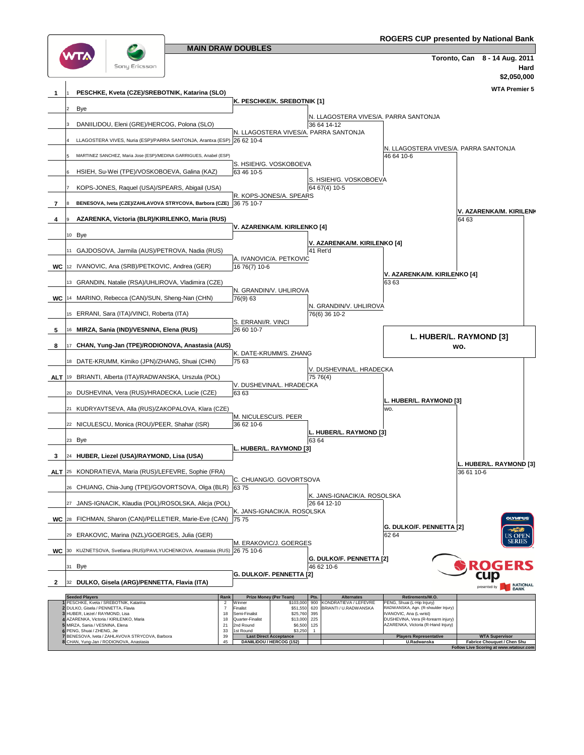# ROGERS CUP presented by National Bank

## MAIN DRAW DOUBLES

Toronto, Can 8 - 14 Aug. 2011
Hard
$2,050,000
WTA Premier 5

### First Round

| Seed | # | Team |
|---|---|---|
| 1 | 1 | **PESCHKE, Kveta (CZE)/SREBOTNIK, Katarina (SLO)** |
| | 2 | Bye |
| | 3 | DANIILIDOU, Eleni (GRE)/HERCOG, Polona (SLO) |
| | 4 | LLAGOSTERA VIVES, Nuria (ESP)/PARRA SANTONJA, Arantxa (ESP) |
| | 5 | MARTINEZ SANCHEZ, Maria Jose (ESP)/MEDINA GARRIGUES, Anabel (ESP) |
| | 6 | HSIEH, Su-Wei (TPE)/VOSKOBOEVA, Galina (KAZ) |
| | 7 | KOPS-JONES, Raquel (USA)/SPEARS, Abigail (USA) |
| 7 | 8 | **BENESOVA, Iveta (CZE)/ZAHLAVOVA STRYCOVA, Barbora (CZE)** |
| 4 | 9 | **AZARENKA, Victoria (BLR)/KIRILENKO, Maria (RUS)** |
| | 10 | Bye |
| | 11 | GAJDOSOVA, Jarmila (AUS)/PETROVA, Nadia (RUS) |
| WC | 12 | IVANOVIC, Ana (SRB)/PETKOVIC, Andrea (GER) |
| | 13 | GRANDIN, Natalie (RSA)/UHLIROVA, Vladimira (CZE) |
| WC | 14 | MARINO, Rebecca (CAN)/SUN, Sheng-Nan (CHN) |
| | 15 | ERRANI, Sara (ITA)/VINCI, Roberta (ITA) |
| 5 | 16 | **MIRZA, Sania (IND)/VESNINA, Elena (RUS)** |
| 8 | 17 | **CHAN, Yung-Jan (TPE)/RODIONOVA, Anastasia (AUS)** |
| | 18 | DATE-KRUMM, Kimiko (JPN)/ZHANG, Shuai (CHN) |
| ALT | 19 | BRIANTI, Alberta (ITA)/RADWANSKA, Urszula (POL) |
| | 20 | DUSHEVINA, Vera (RUS)/HRADECKA, Lucie (CZE) |
| | 21 | KUDRYAVTSEVA, Alla (RUS)/ZAKOPALOVA, Klara (CZE) |
| | 22 | NICULESCU, Monica (ROU)/PEER, Shahar (ISR) |
| | 23 | Bye |
| 3 | 24 | **HUBER, Liezel (USA)/RAYMOND, Lisa (USA)** |
| ALT | 25 | KONDRATIEVA, Maria (RUS)/LEFEVRE, Sophie (FRA) |
| | 26 | CHUANG, Chia-Jung (TPE)/GOVORTSOVA, Olga (BLR) |
| | 27 | JANS-IGNACIK, Klaudia (POL)/ROSOLSKA, Alicja (POL) |
| WC | 28 | FICHMAN, Sharon (CAN)/PELLETIER, Marie-Eve (CAN) |
| | 29 | ERAKOVIC, Marina (NZL)/GOERGES, Julia (GER) |
| WC | 30 | KUZNETSOVA, Svetlana (RUS)/PAVLYUCHENKOVA, Anastasia (RUS) |
| | 31 | Bye |
| 2 | 32 | **DULKO, Gisela (ARG)/PENNETTA, Flavia (ITA)** |

### Second Round

| Winner | Score |
|---|---|
| **K. PESCHKE/K. SREBOTNIK [1]** | |
| N. LLAGOSTERA VIVES/A. PARRA SANTONJA | 26 62 10-4 |
| S. HSIEH/G. VOSKOBOEVA | 63 46 10-5 |
| R. KOPS-JONES/A. SPEARS | 36 75 10-7 |
| **V. AZARENKA/M. KIRILENKO [4]** | |
| A. IVANOVIC/A. PETKOVIC | 16 76(7) 10-6 |
| N. GRANDIN/V. UHLIROVA | 76(9) 63 |
| S. ERRANI/R. VINCI | 26 60 10-7 |
| K. DATE-KRUMM/S. ZHANG | 75 63 |
| V. DUSHEVINA/L. HRADECKA | 63 63 |
| M. NICULESCU/S. PEER | 36 62 10-6 |
| **L. HUBER/L. RAYMOND [3]** | |
| C. CHUANG/O. GOVORTSOVA | 63 75 |
| K. JANS-IGNACIK/A. ROSOLSKA | 75 75 |
| M. ERAKOVIC/J. GOERGES | 26 75 10-6 |
| **G. DULKO/F. PENNETTA [2]** | |

### Quarterfinals

| Winner | Score |
|---|---|
| N. LLAGOSTERA VIVES/A. PARRA SANTONJA | 36 64 14-12 |
| S. HSIEH/G. VOSKOBOEVA | 64 67(4) 10-5 |
| **V. AZARENKA/M. KIRILENKO [4]** | 41 Ret'd |
| N. GRANDIN/V. UHLIROVA | 76(6) 36 10-2 |
| V. DUSHEVINA/L. HRADECKA | 75 76(4) |
| **L. HUBER/L. RAYMOND [3]** | 63 64 |
| K. JANS-IGNACIK/A. ROSOLSKA | 26 64 12-10 |
| **G. DULKO/F. PENNETTA [2]** | 46 62 10-6 |

### Semifinals

| Winner | Score |
|---|---|
| N. LLAGOSTERA VIVES/A. PARRA SANTONJA | 46 64 10-6 |
| **V. AZARENKA/M. KIRILENKO [4]** | 63 63 |
| **L. HUBER/L. RAYMOND [3]** | wo. |
| **G. DULKO/F. PENNETTA [2]** | 62 64 |

### Final

| Winner | Score |
|---|---|
| **V. AZARENKA/M. KIRILENKO** | 64 63 |
| **L. HUBER/L. RAYMOND [3]** | 36 61 10-6 |

**Champions: L. HUBER/L. RAYMOND [3]**
**wo.**

| Seeded Players | Rank | Prize Money (Per Team) | | Pts. | Alternates | Retirements/W.O. |
|---|---|---|---|---|---|---|
| 1 PESCHKE, Kveta / SREBOTNIK, Katarina | 2 | Winner | $103,000 | 900 | KONDRATIEVA / LEFEVRE | PENG, Shuai (L-Hip Injury) |
| 2 DULKO, Gisela / PENNETTA, Flavia | 7 | Finalist | $51,550 | 620 | BRIANTI / U.RADWANSKA | RADWANSKA, Agn. (R-shoulder Injury) |
| 3 HUBER, Liezel / RAYMOND, Lisa | 18 | Semi-Finalist | $25,760 | 395 | | IVANOVIC, Ana (L-wrist) |
| 4 AZARENKA, Victoria / KIRILENKO, Maria | 18 | Quarter-Finalist | $13,000 | 225 | | DUSHEVINA, Vera (R-forearm injury) |
| 5 MIRZA, Sania / VESNINA, Elena | 21 | 2nd Round | $6,500 | 125 | | AZARENKA, Victoria (R-Hand Injury) |
| 6 PENG, Shuai / ZHENG, Jie | 33 | 1st Round | $3,250 | 1 | | |
| 7 BENESOVA, Iveta / ZAHLAVOVA STRYCOVA, Barbora | 39 | **Last Direct Acceptance** | | | | **Players Representative** |
| 8 CHAN, Yung-Jan / RODIONOVA, Anastasia | 45 | DANIILIDOU / HERCOG (152) | | | | U.Radwanska |

**WTA Supervisor:** Fabrice Chouquet / Chen Shu

Follow Live Scoring at www.wtatour.com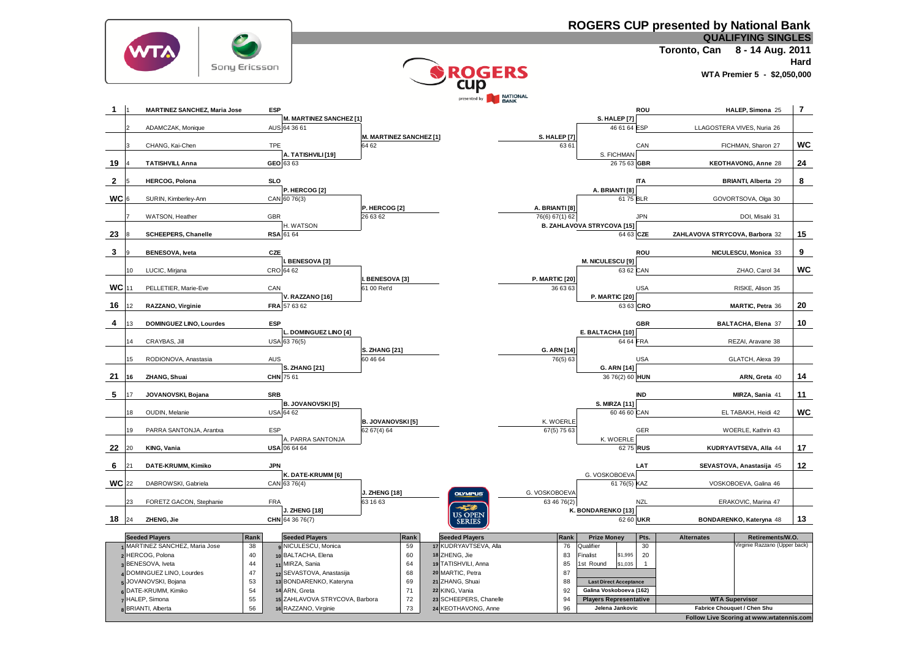# ROGERS CUP presented by National Bank

## QUALIFYING SINGLES

**Toronto, Can 8 - 14 Aug. 2011**

**Hard**

**WTA Premier 5 - $2,050,000**

### Top half

| Seed | # | Player | Nat | Round 1 | Qualifying Competition |
|---|---|---|---|---|---|
| 1 | 1 | **MARTINEZ SANCHEZ, Maria Jose** | ESP | M. MARTINEZ SANCHEZ [1] | |
| | 2 | ADAMCZAK, Monique | AUS | 64 36 61 | M. MARTINEZ SANCHEZ [1] 64 62 |
| | 3 | CHANG, Kai-Chen | TPE | A. TATISHVILI [19] | |
| 19 | 4 | **TATISHVILI, Anna** | GEO | 63 63 | |
| 2 | 5 | **HERCOG, Polona** | SLO | P. HERCOG [2] | |
| WC | 6 | SURIN, Kimberley-Ann | CAN | 60 76(3) | P. HERCOG [2] 26 63 62 |
| | 7 | WATSON, Heather | GBR | H. WATSON | |
| 23 | 8 | **SCHEEPERS, Chanelle** | RSA | 61 64 | |
| 3 | 9 | **BENESOVA, Iveta** | CZE | I. BENESOVA [3] | |
| | 10 | LUCIC, Mirjana | CRO | 64 62 | I. BENESOVA [3] 61 00 Ret'd |
| WC | 11 | PELLETIER, Marie-Eve | CAN | V. RAZZANO [16] | |
| 16 | 12 | **RAZZANO, Virginie** | FRA | 57 63 62 | |
| 4 | 13 | **DOMINGUEZ LINO, Lourdes** | ESP | L. DOMINGUEZ LINO [4] | |
| | 14 | CRAYBAS, Jill | USA | 63 76(5) | S. ZHANG [21] 60 46 64 |
| | 15 | RODIONOVA, Anastasia | AUS | S. ZHANG [21] | |
| 21 | 16 | **ZHANG, Shuai** | CHN | 75 61 | |
| 5 | 17 | **JOVANOVSKI, Bojana** | SRB | B. JOVANOVSKI [5] | |
| | 18 | OUDIN, Melanie | USA | 64 62 | B. JOVANOVSKI [5] 62 67(4) 64 |
| | 19 | PARRA SANTONJA, Arantxa | ESP | A. PARRA SANTONJA | |
| 22 | 20 | **KING, Vania** | USA | 06 64 64 | |
| 6 | 21 | **DATE-KRUMM, Kimiko** | JPN | K. DATE-KRUMM [6] | |
| WC | 22 | DABROWSKI, Gabriela | CAN | 63 76(4) | J. ZHENG [18] 63 16 63 |
| | 23 | FORETZ GACON, Stephanie | FRA | J. ZHENG [18] | |
| 18 | 24 | **ZHENG, Jie** | CHN | 64 36 76(7) | |

### Bottom half

| Seed | # | Player | Nat | Round 1 | Qualifying Competition |
|---|---|---|---|---|---|
| 7 | 25 | **HALEP, Simona** | ROU | S. HALEP [7] | |
| | 26 | LLAGOSTERA VIVES, Nuria | ESP | 46 61 64 | S. HALEP [7] 63 61 |
| WC | 27 | FICHMAN, Sharon | CAN | S. FICHMAN | |
| 24 | 28 | **KEOTHAVONG, Anne** | GBR | 26 75 63 | |
| 8 | 29 | **BRIANTI, Alberta** | ITA | A. BRIANTI [8] | |
| | 30 | GOVORTSOVA, Olga | BLR | 61 75 | A. BRIANTI [8] 76(6) 67(1) 62 |
| | 31 | DOI, Misaki | JPN | B. ZAHLAVOVA STRYCOVA [15] | |
| 15 | 32 | **ZAHLAVOVA STRYCOVA, Barbora** | CZE | 64 63 | |
| 9 | 33 | **NICULESCU, Monica** | ROU | M. NICULESCU [9] | |
| WC | 34 | ZHAO, Carol | CAN | 63 62 | P. MARTIC [20] 36 63 63 |
| | 35 | RISKE, Alison | USA | P. MARTIC [20] | |
| 20 | 36 | **MARTIC, Petra** | CRO | 63 63 | |
| 10 | 37 | **BALTACHA, Elena** | GBR | E. BALTACHA [10] | |
| | 38 | REZAI, Aravane | FRA | 64 64 | G. ARN [14] 76(5) 63 |
| | 39 | GLATCH, Alexa | USA | G. ARN [14] | |
| 14 | 40 | **ARN, Greta** | HUN | 36 76(2) 60 | |
| 11 | 41 | **MIRZA, Sania** | IND | S. MIRZA [11] | |
| WC | 42 | EL TABAKH, Heidi | CAN | 60 46 60 | K. WOERLE 67(5) 75 63 |
| | 43 | WOERLE, Kathrin | GER | K. WOERLE | |
| 17 | 44 | **KUDRYAVTSEVA, Alla** | RUS | 62 75 | |
| 12 | 45 | **SEVASTOVA, Anastasija** | LAT | G. VOSKOBOEVA | |
| | 46 | VOSKOBOEVA, Galina | KAZ | 61 76(5) | G. VOSKOBOEVA 63 46 76(2) |
| | 47 | ERAKOVIC, Marina | NZL | K. BONDARENKO [13] | |
| 13 | 48 | **BONDARENKO, Kateryna** | UKR | 62 60 | |

### Seeded Players

| # | Seeded Players | Rank | # | Seeded Players | Rank | # | Seeded Players | Rank |
|---|---|---|---|---|---|---|---|---|
| 1 | MARTINEZ SANCHEZ, Maria Jose | 38 | 9 | NICULESCU, Monica | 59 | 17 | KUDRYAVTSEVA, Alla | 76 |
| 2 | HERCOG, Polona | 40 | 10 | BALTACHA, Elena | 60 | 18 | ZHENG, Jie | 83 |
| 3 | BENESOVA, Iveta | 44 | 11 | MIRZA, Sania | 64 | 19 | TATISHVILI, Anna | 85 |
| 4 | DOMINGUEZ LINO, Lourdes | 47 | 12 | SEVASTOVA, Anastasija | 68 | 20 | MARTIC, Petra | 87 |
| 5 | JOVANOVSKI, Bojana | 53 | 13 | BONDARENKO, Kateryna | 69 | 21 | ZHANG, Shuai | 88 |
| 6 | DATE-KRUMM, Kimiko | 54 | 14 | ARN, Greta | 71 | 22 | KING, Vania | 92 |
| 7 | HALEP, Simona | 55 | 15 | ZAHLAVOVA STRYCOVA, Barbora | 72 | 23 | SCHEEPERS, Chanelle | 94 |
| 8 | BRIANTI, Alberta | 56 | 16 | RAZZANO, Virginie | 73 | 24 | KEOTHAVONG, Anne | 96 |

### Prize Money

| Prize Money | | Pts. |
|---|---|---|
| Qualifier | | 30 |
| Finalist | $1,995 | 20 |
| 1st Round | $1,035 | 1 |

**Last Direct Acceptance:** Galina Voskoboeva (162)

**Players Representative:** Jelena Jankovic

**Alternates:**

**Retirements/W.O.:** Virginie Razzano (Upper back)

**WTA Supervisor:** Fabrice Chouquet / Chen Shu

Follow Live Scoring at www.wtatennis.com